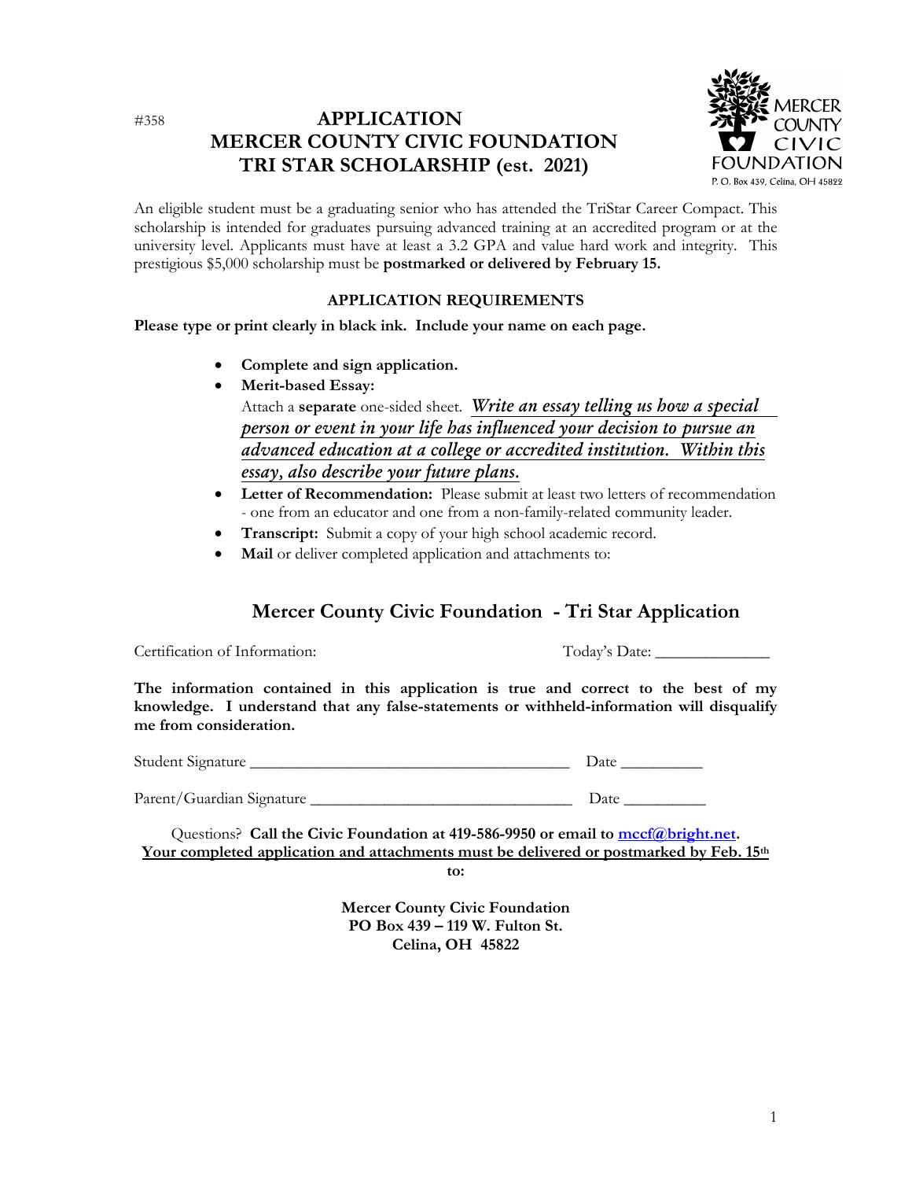#358

# APPLICATION
# MERCER COUNTY CIVIC FOUNDATION
# TRI STAR SCHOLARSHIP (est. 2021)

MERCER COUNTY CIVIC FOUNDATION
P. O. Box 439, Celina, OH 45822

An eligible student must be a graduating senior who has attended the TriStar Career Compact. This scholarship is intended for graduates pursuing advanced training at an accredited program or at the university level. Applicants must have at least a 3.2 GPA and value hard work and integrity. This prestigious $5,000 scholarship must be **postmarked or delivered by February 15.**

## APPLICATION REQUIREMENTS

**Please type or print clearly in black ink. Include your name on each page.**

- **Complete and sign application.**
- **Merit-based Essay:** Attach a **separate** one-sided sheet. *Write an essay telling us how a special person or event in your life has influenced your decision to pursue an advanced education at a college or accredited institution. Within this essay, also describe your future plans.*
- **Letter of Recommendation:** Please submit at least two letters of recommendation - one from an educator and one from a non-family-related community leader.
- **Transcript:** Submit a copy of your high school academic record.
- **Mail** or deliver completed application and attachments to:

## Mercer County Civic Foundation - Tri Star Application

Certification of Information: Today's Date: ______________

**The information contained in this application is true and correct to the best of my knowledge. I understand that any false-statements or withheld-information will disqualify me from consideration.**

Student Signature ________________________________________ Date __________

Parent/Guardian Signature ________________________________ Date __________

Questions? **Call the Civic Foundation at 419-586-9950 or email to mccf@bright.net.**
**Your completed application and attachments must be delivered or postmarked by Feb. 15th to:**

**Mercer County Civic Foundation**
**PO Box 439 – 119 W. Fulton St.**
**Celina, OH 45822**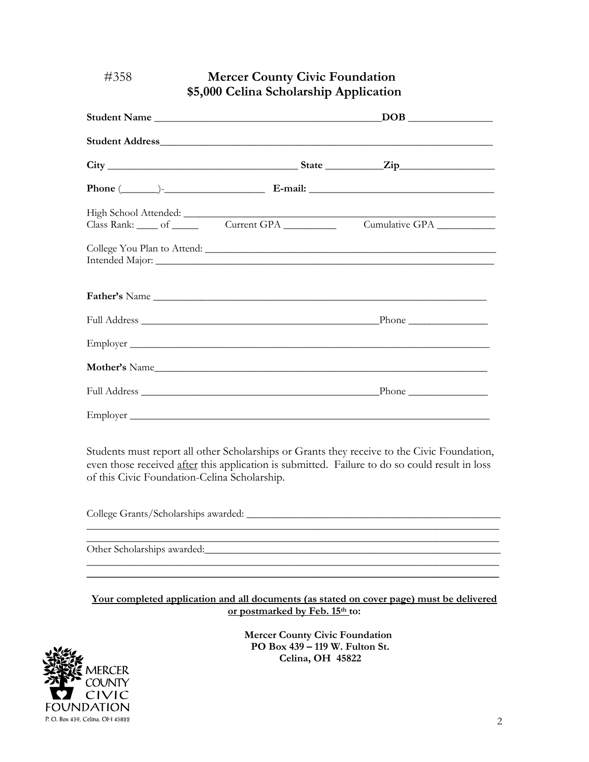#358 **Mercer County Civic Foundation**
**$5,000 Celina Scholarship Application**

**Student Name** ____________________________________________ **DOB** ________________

**Student Address**_____________________________________________________________

**City** ___________________________________ **State** ___________ **Zip**__________________

**Phone** (_______)-___________________ **E-mail:** ___________________________________

High School Attended: _________________________________________________________
Class Rank: ____ of _____ Current GPA __________ Cumulative GPA ___________

College You Plan to Attend: _____________________________________________________
Intended Major: ________________________________________________________________

**Father's** Name ______________________________________________________________

Full Address _____________________________________________ Phone _______________

Employer ______________________________________________________________________

**Mother's** Name______________________________________________________________

Full Address _____________________________________________ Phone _______________

Employer ______________________________________________________________________

Students must report all other Scholarships or Grants they receive to the Civic Foundation, even those received after this application is submitted. Failure to do so could result in loss of this Civic Foundation-Celina Scholarship.

College Grants/Scholarships awarded: _____________________________________________
_______________________________________________________________________________
_______________________________________________________________________________

Other Scholarships awarded:_____________________________________________________
_______________________________________________________________________________
_______________________________________________________________________________

**Your completed application and all documents (as stated on cover page) must be delivered or postmarked by Feb. 15th to:**

**Mercer County Civic Foundation**
**PO Box 439 – 119 W. Fulton St.**
**Celina, OH 45822**

MERCER COUNTY CIVIC FOUNDATION
P. O. Box 439, Celina, OH 45822